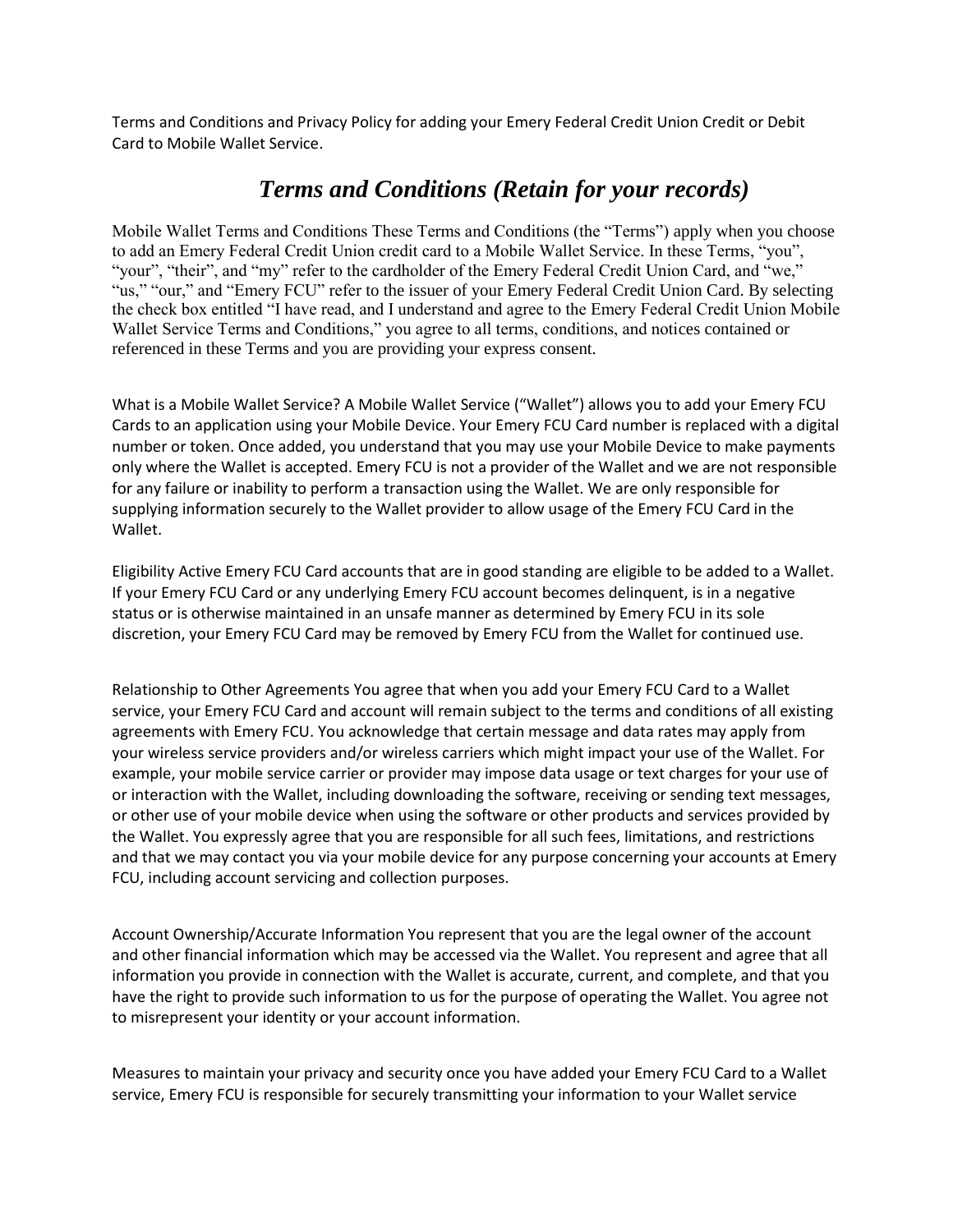Terms and Conditions and Privacy Policy for adding your Emery Federal Credit Union Credit or Debit Card to Mobile Wallet Service.

# *Terms and Conditions (Retain for your records)*

Mobile Wallet Terms and Conditions These Terms and Conditions (the "Terms") apply when you choose to add an Emery Federal Credit Union credit card to a Mobile Wallet Service. In these Terms, "you", "your", "their", and "my" refer to the cardholder of the Emery Federal Credit Union Card, and "we," "us," "our," and "Emery FCU" refer to the issuer of your Emery Federal Credit Union Card. By selecting the check box entitled "I have read, and I understand and agree to the Emery Federal Credit Union Mobile Wallet Service Terms and Conditions," you agree to all terms, conditions, and notices contained or referenced in these Terms and you are providing your express consent.

What is a Mobile Wallet Service? A Mobile Wallet Service ("Wallet") allows you to add your Emery FCU Cards to an application using your Mobile Device. Your Emery FCU Card number is replaced with a digital number or token. Once added, you understand that you may use your Mobile Device to make payments only where the Wallet is accepted. Emery FCU is not a provider of the Wallet and we are not responsible for any failure or inability to perform a transaction using the Wallet. We are only responsible for supplying information securely to the Wallet provider to allow usage of the Emery FCU Card in the Wallet.

Eligibility Active Emery FCU Card accounts that are in good standing are eligible to be added to a Wallet. If your Emery FCU Card or any underlying Emery FCU account becomes delinquent, is in a negative status or is otherwise maintained in an unsafe manner as determined by Emery FCU in its sole discretion, your Emery FCU Card may be removed by Emery FCU from the Wallet for continued use.

Relationship to Other Agreements You agree that when you add your Emery FCU Card to a Wallet service, your Emery FCU Card and account will remain subject to the terms and conditions of all existing agreements with Emery FCU. You acknowledge that certain message and data rates may apply from your wireless service providers and/or wireless carriers which might impact your use of the Wallet. For example, your mobile service carrier or provider may impose data usage or text charges for your use of or interaction with the Wallet, including downloading the software, receiving or sending text messages, or other use of your mobile device when using the software or other products and services provided by the Wallet. You expressly agree that you are responsible for all such fees, limitations, and restrictions and that we may contact you via your mobile device for any purpose concerning your accounts at Emery FCU, including account servicing and collection purposes.

Account Ownership/Accurate Information You represent that you are the legal owner of the account and other financial information which may be accessed via the Wallet. You represent and agree that all information you provide in connection with the Wallet is accurate, current, and complete, and that you have the right to provide such information to us for the purpose of operating the Wallet. You agree not to misrepresent your identity or your account information.

Measures to maintain your privacy and security once you have added your Emery FCU Card to a Wallet service, Emery FCU is responsible for securely transmitting your information to your Wallet service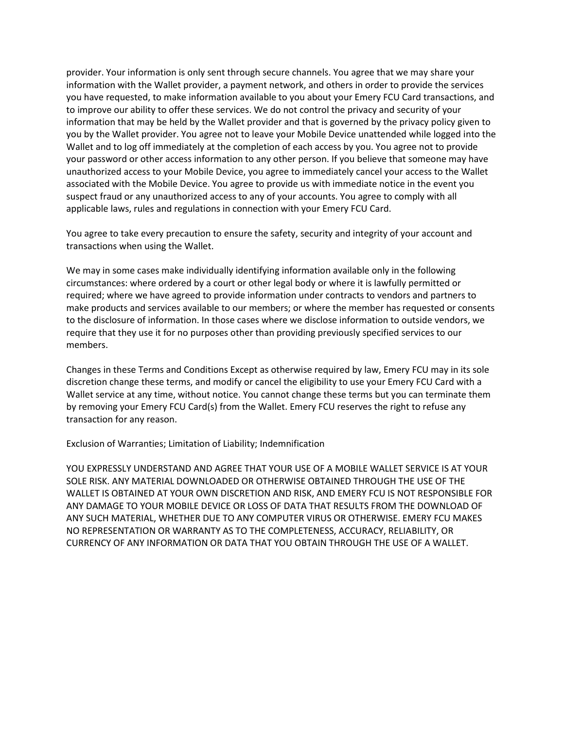provider. Your information is only sent through secure channels. You agree that we may share your information with the Wallet provider, a payment network, and others in order to provide the services you have requested, to make information available to you about your Emery FCU Card transactions, and to improve our ability to offer these services. We do not control the privacy and security of your information that may be held by the Wallet provider and that is governed by the privacy policy given to you by the Wallet provider. You agree not to leave your Mobile Device unattended while logged into the Wallet and to log off immediately at the completion of each access by you. You agree not to provide your password or other access information to any other person. If you believe that someone may have unauthorized access to your Mobile Device, you agree to immediately cancel your access to the Wallet associated with the Mobile Device. You agree to provide us with immediate notice in the event you suspect fraud or any unauthorized access to any of your accounts. You agree to comply with all applicable laws, rules and regulations in connection with your Emery FCU Card.

You agree to take every precaution to ensure the safety, security and integrity of your account and transactions when using the Wallet.

We may in some cases make individually identifying information available only in the following circumstances: where ordered by a court or other legal body or where it is lawfully permitted or required; where we have agreed to provide information under contracts to vendors and partners to make products and services available to our members; or where the member has requested or consents to the disclosure of information. In those cases where we disclose information to outside vendors, we require that they use it for no purposes other than providing previously specified services to our members.

Changes in these Terms and Conditions Except as otherwise required by law, Emery FCU may in its sole discretion change these terms, and modify or cancel the eligibility to use your Emery FCU Card with a Wallet service at any time, without notice. You cannot change these terms but you can terminate them by removing your Emery FCU Card(s) from the Wallet. Emery FCU reserves the right to refuse any transaction for any reason.

Exclusion of Warranties; Limitation of Liability; Indemnification

YOU EXPRESSLY UNDERSTAND AND AGREE THAT YOUR USE OF A MOBILE WALLET SERVICE IS AT YOUR SOLE RISK. ANY MATERIAL DOWNLOADED OR OTHERWISE OBTAINED THROUGH THE USE OF THE WALLET IS OBTAINED AT YOUR OWN DISCRETION AND RISK, AND EMERY FCU IS NOT RESPONSIBLE FOR ANY DAMAGE TO YOUR MOBILE DEVICE OR LOSS OF DATA THAT RESULTS FROM THE DOWNLOAD OF ANY SUCH MATERIAL, WHETHER DUE TO ANY COMPUTER VIRUS OR OTHERWISE. EMERY FCU MAKES NO REPRESENTATION OR WARRANTY AS TO THE COMPLETENESS, ACCURACY, RELIABILITY, OR CURRENCY OF ANY INFORMATION OR DATA THAT YOU OBTAIN THROUGH THE USE OF A WALLET.